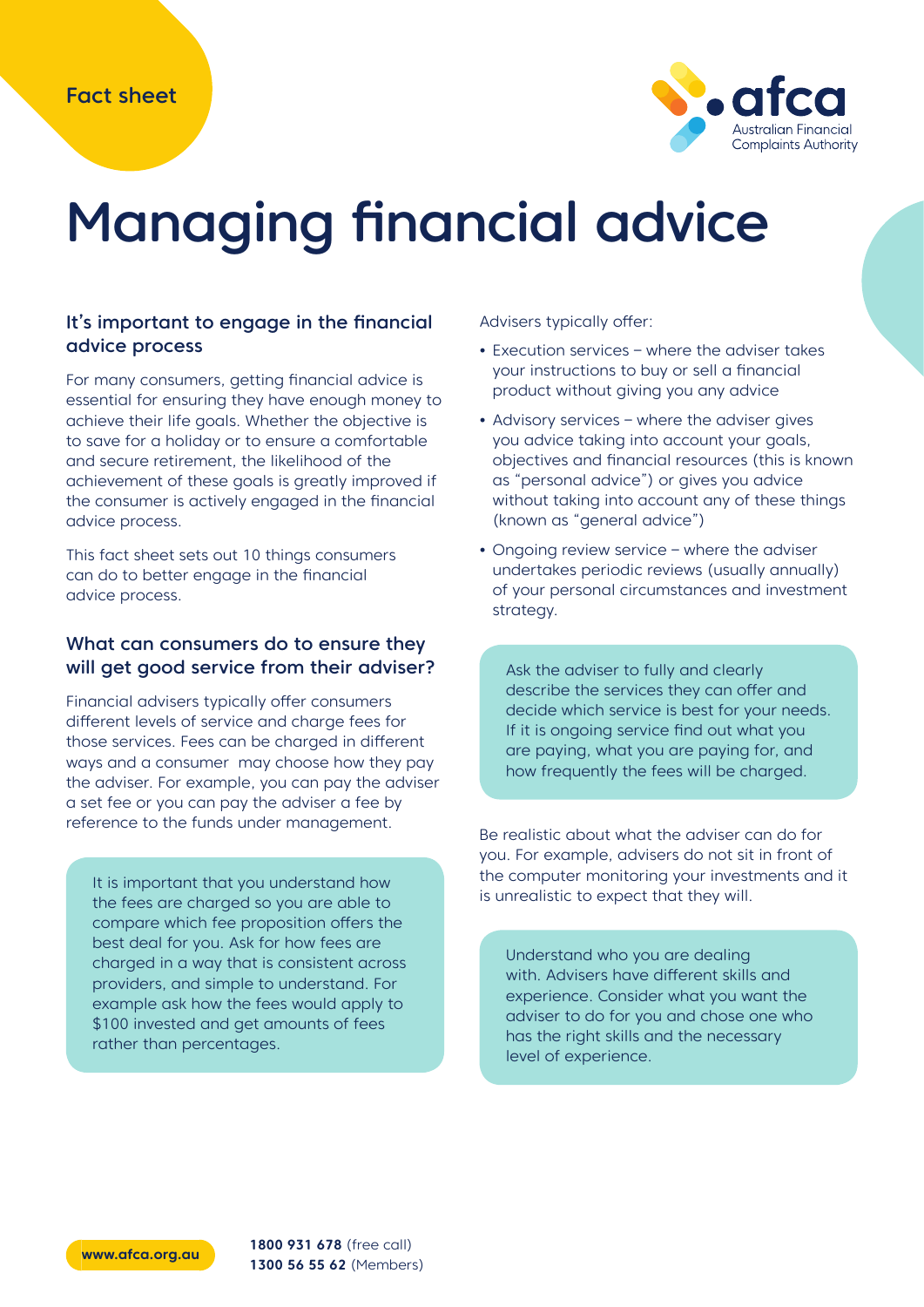Fact sheet

# Managing financial advice

## It's important to engage in the financial advice process

For many consumers, getting financial advice is essential for ensuring they have enough money to achieve their life goals. Whether the objective is to save for a holiday or to ensure a comfortable and secure retirement, the likelihood of the achievement of these goals is greatly improved if the consumer is actively engaged in the financial advice process.

This fact sheet sets out 10 things consumers can do to better engage in the financial advice process.

## What can consumers do to ensure they will get good service from their adviser?

Financial advisers typically offer consumers different levels of service and charge fees for those services. Fees can be charged in different ways and a consumer may choose how they pay the adviser. For example, you can pay the adviser a set fee or you can pay the adviser a fee by reference to the funds under management.

> It is important that you understand how the fees are charged so you are able to compare which fee proposition offers the best deal for you. Ask for how fees are charged in a way that is consistent across providers, and simple to understand. For example ask how the fees would apply to $100 invested and get amounts of fees rather than percentages.

Advisers typically offer:

- Execution services – where the adviser takes your instructions to buy or sell a financial product without giving you any advice
- Advisory services – where the adviser gives you advice taking into account your goals, objectives and financial resources (this is known as "personal advice") or gives you advice without taking into account any of these things (known as "general advice")
- Ongoing review service – where the adviser undertakes periodic reviews (usually annually) of your personal circumstances and investment strategy.

> Ask the adviser to fully and clearly describe the services they can offer and decide which service is best for your needs. If it is ongoing service find out what you are paying, what you are paying for, and how frequently the fees will be charged.

Be realistic about what the adviser can do for you. For example, advisers do not sit in front of the computer monitoring your investments and it is unrealistic to expect that they will.

> Understand who you are dealing with. Advisers have different skills and experience. Consider what you want the adviser to do for you and chose one who has the right skills and the necessary level of experience.

www.afca.org.au

**1800 931 678** (free call)
**1300 56 55 62** (Members)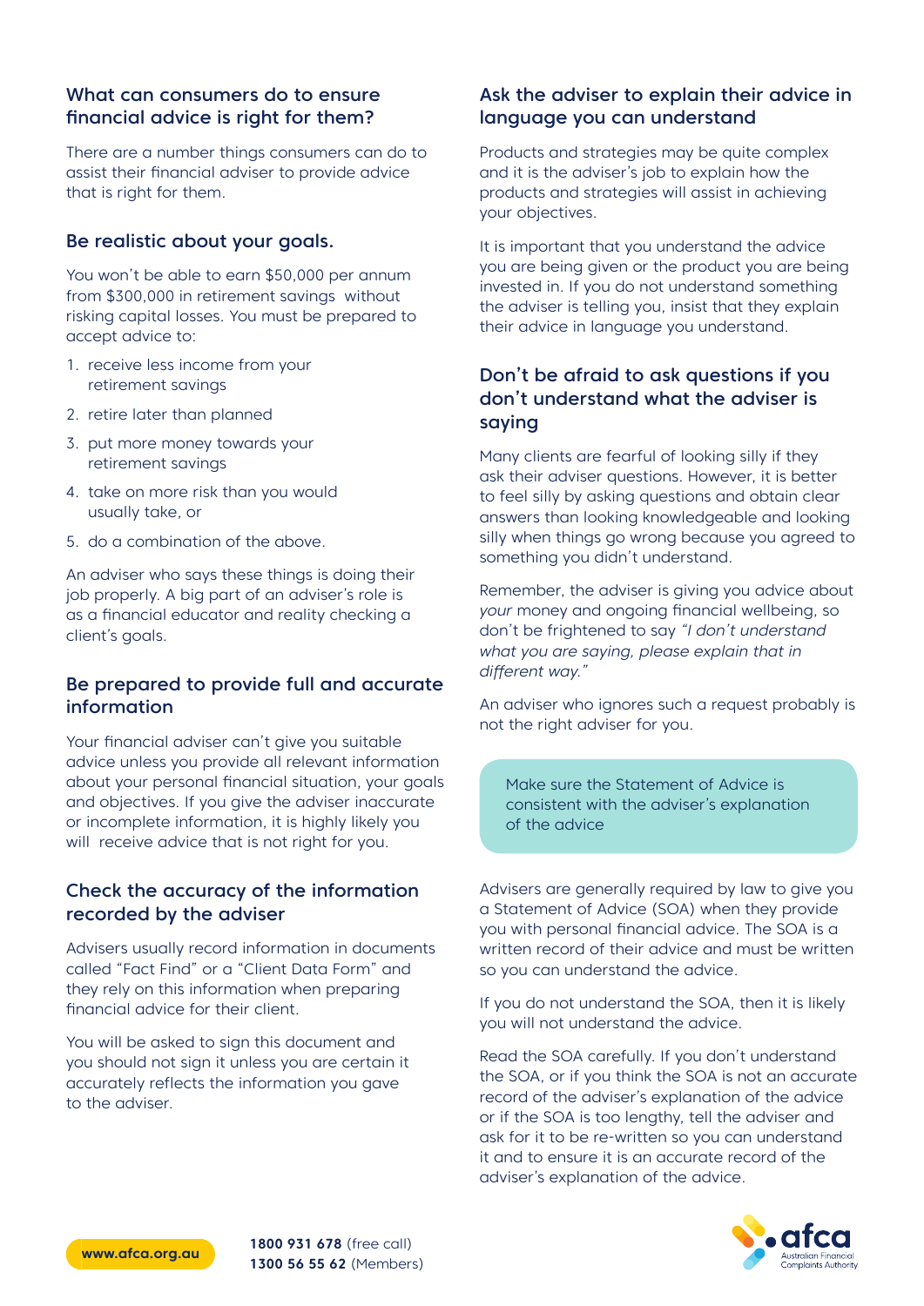## What can consumers do to ensure financial advice is right for them?

There are a number things consumers can do to assist their financial adviser to provide advice that is right for them.

### Be realistic about your goals.

You won't be able to earn $50,000 per annum from $300,000 in retirement savings without risking capital losses. You must be prepared to accept advice to:

1. receive less income from your retirement savings
2. retire later than planned
3. put more money towards your retirement savings
4. take on more risk than you would usually take, or
5. do a combination of the above.

An adviser who says these things is doing their job properly. A big part of an adviser's role is as a financial educator and reality checking a client's goals.

### Be prepared to provide full and accurate information

Your financial adviser can't give you suitable advice unless you provide all relevant information about your personal financial situation, your goals and objectives. If you give the adviser inaccurate or incomplete information, it is highly likely you will receive advice that is not right for you.

### Check the accuracy of the information recorded by the adviser

Advisers usually record information in documents called "Fact Find" or a "Client Data Form" and they rely on this information when preparing financial advice for their client.

You will be asked to sign this document and you should not sign it unless you are certain it accurately reflects the information you gave to the adviser.

### Ask the adviser to explain their advice in language you can understand

Products and strategies may be quite complex and it is the adviser's job to explain how the products and strategies will assist in achieving your objectives.

It is important that you understand the advice you are being given or the product you are being invested in. If you do not understand something the adviser is telling you, insist that they explain their advice in language you understand.

### Don't be afraid to ask questions if you don't understand what the adviser is saying

Many clients are fearful of looking silly if they ask their adviser questions. However, it is better to feel silly by asking questions and obtain clear answers than looking knowledgeable and looking silly when things go wrong because you agreed to something you didn't understand.

Remember, the adviser is giving you advice about *your* money and ongoing financial wellbeing, so don't be frightened to say *"I don't understand what you are saying, please explain that in different way."*

An adviser who ignores such a request probably is not the right adviser for you.

### Make sure the Statement of Advice is consistent with the adviser's explanation of the advice

Advisers are generally required by law to give you a Statement of Advice (SOA) when they provide you with personal financial advice. The SOA is a written record of their advice and must be written so you can understand the advice.

If you do not understand the SOA, then it is likely you will not understand the advice.

Read the SOA carefully. If you don't understand the SOA, or if you think the SOA is not an accurate record of the adviser's explanation of the advice or if the SOA is too lengthy, tell the adviser and ask for it to be re-written so you can understand it and to ensure it is an accurate record of the adviser's explanation of the advice.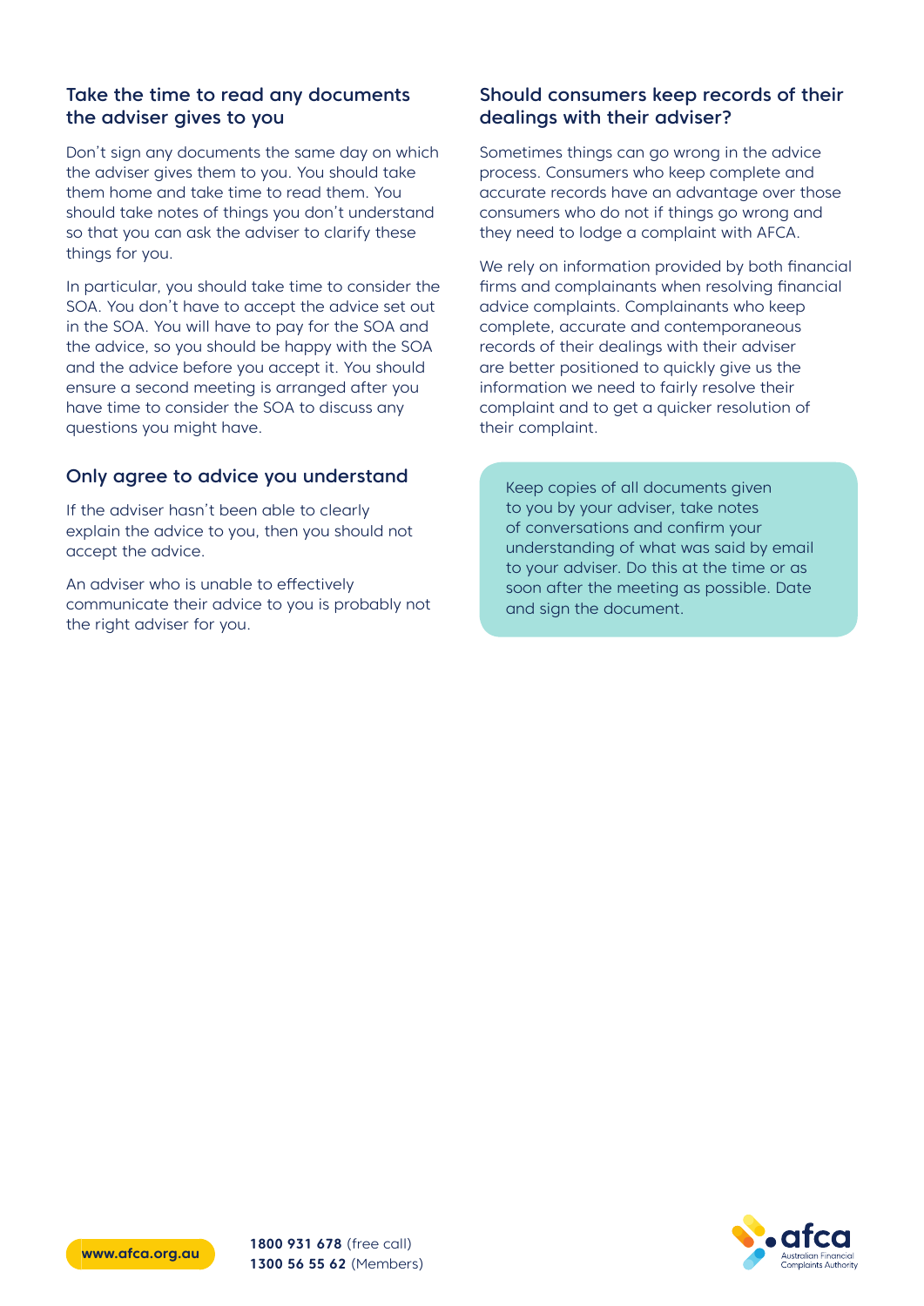## Take the time to read any documents the adviser gives to you

Don't sign any documents the same day on which the adviser gives them to you. You should take them home and take time to read them. You should take notes of things you don't understand so that you can ask the adviser to clarify these things for you.

In particular, you should take time to consider the SOA. You don't have to accept the advice set out in the SOA. You will have to pay for the SOA and the advice, so you should be happy with the SOA and the advice before you accept it. You should ensure a second meeting is arranged after you have time to consider the SOA to discuss any questions you might have.

## Only agree to advice you understand

If the adviser hasn't been able to clearly explain the advice to you, then you should not accept the advice.

An adviser who is unable to effectively communicate their advice to you is probably not the right adviser for you.

## Should consumers keep records of their dealings with their adviser?

Sometimes things can go wrong in the advice process. Consumers who keep complete and accurate records have an advantage over those consumers who do not if things go wrong and they need to lodge a complaint with AFCA.

We rely on information provided by both financial firms and complainants when resolving financial advice complaints. Complainants who keep complete, accurate and contemporaneous records of their dealings with their adviser are better positioned to quickly give us the information we need to fairly resolve their complaint and to get a quicker resolution of their complaint.

> Keep copies of all documents given to you by your adviser, take notes of conversations and confirm your understanding of what was said by email to your adviser. Do this at the time or as soon after the meeting as possible. Date and sign the document.

**www.afca.org.au**

**1800 931 678** (free call)
**1300 56 55 62** (Members)

afca Australian Financial Complaints Authority